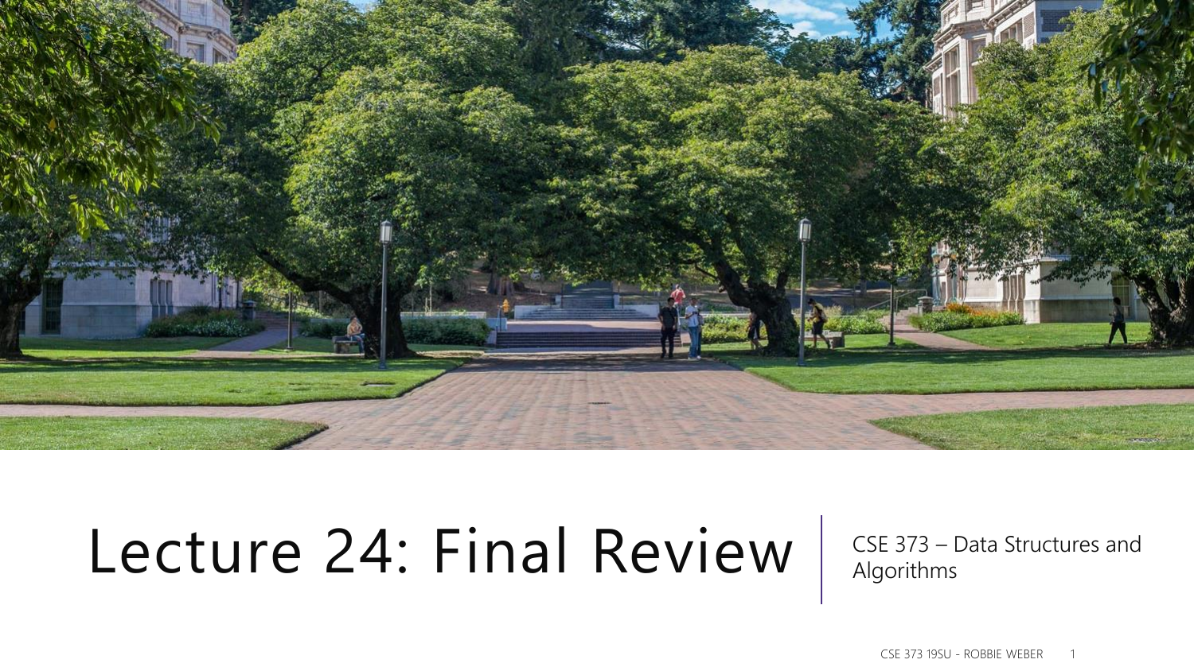# Lecture 24: Final Review

CSE 373 – Data Structures and Algorithms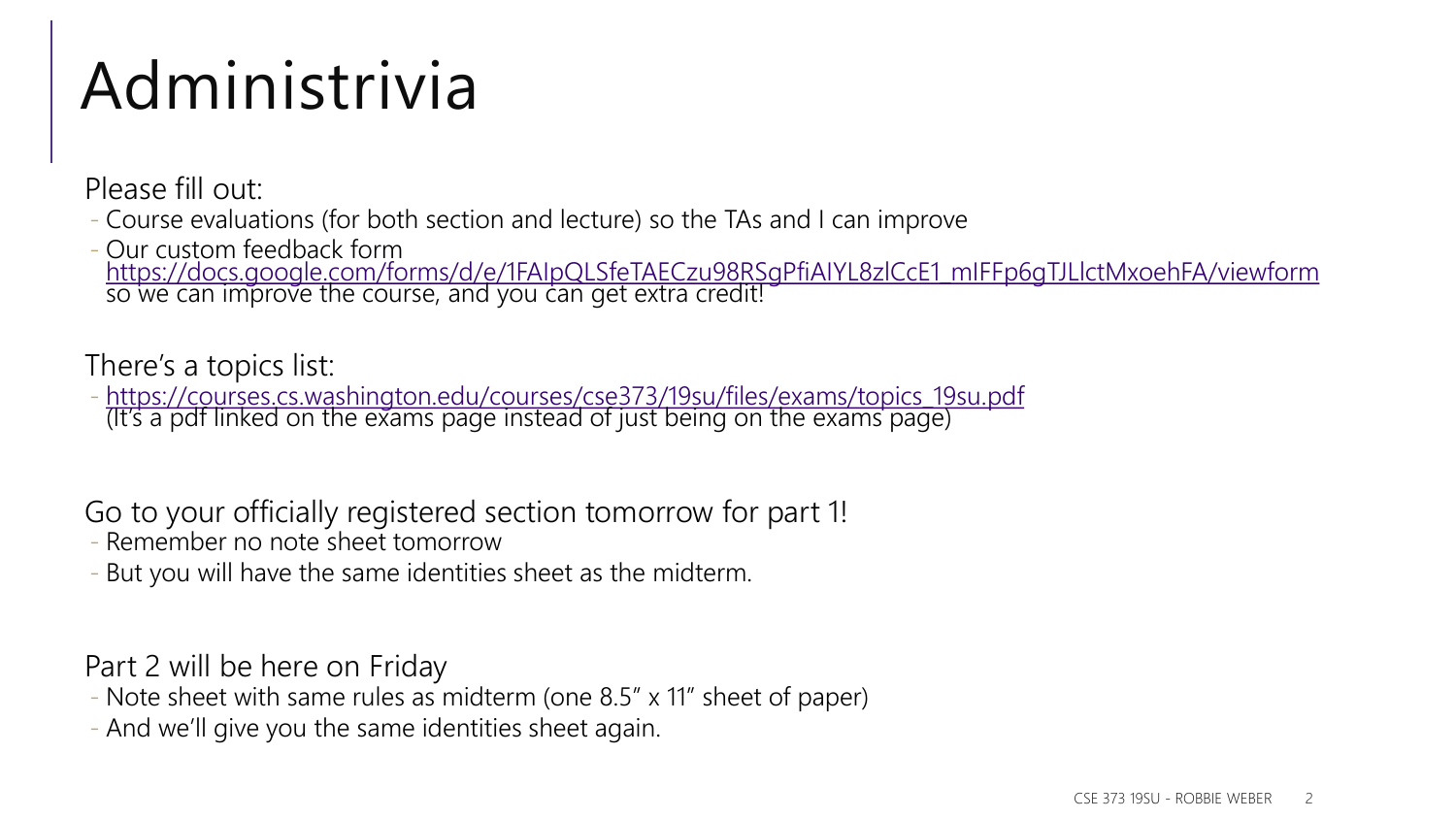# Administrivia

Please fill out:

- Course evaluations (for both section and lecture) so the TAs and I can improve
- Our custom feedback form [https://docs.google.com/forms/d/e/1FAIpQLSfeTAECzu98RSgPfiAIYL8zlCcE1_mIFFp6gTJLlctMxoehFA/viewform](https://docs.google.com/forms/d/e/1FAIpQLSfeTAECzu98RSgPfiAIYL8zlCcE1_mIFFp6gTJLlctMxoehFA/viewform) so we can improve the course, and you can get extra credit!

There's a topics list:

- [https://courses.cs.washington.edu/courses/cse373/19su/files/exams/topics_19su.pdf](https://courses.cs.washington.edu/courses/cse373/19su/files/exams/topics_19su.pdf) (It's a pdf linked on the exams page instead of just being on the exams page)

Go to your officially registered section tomorrow for part 1!

- Remember no note sheet tomorrow
- But you will have the same identities sheet as the midterm.

Part 2 will be here on Friday

- Note sheet with same rules as midterm (one 8.5" x 11" sheet of paper)
- And we'll give you the same identities sheet again.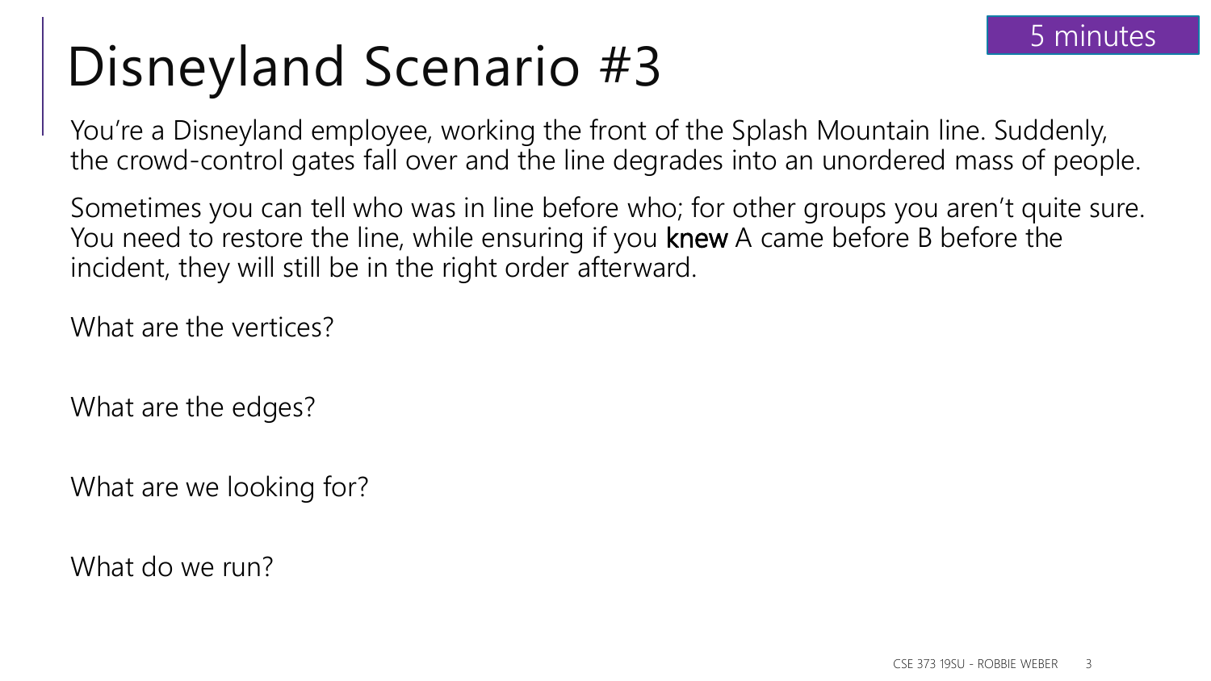# Disneyland Scenario #3

5 minutes

You're a Disneyland employee, working the front of the Splash Mountain line. Suddenly, the crowd-control gates fall over and the line degrades into an unordered mass of people.

Sometimes you can tell who was in line before who; for other groups you aren't quite sure. You need to restore the line, while ensuring if you **knew** A came before B before the incident, they will still be in the right order afterward.

What are the vertices?

What are the edges?

What are we looking for?

What do we run?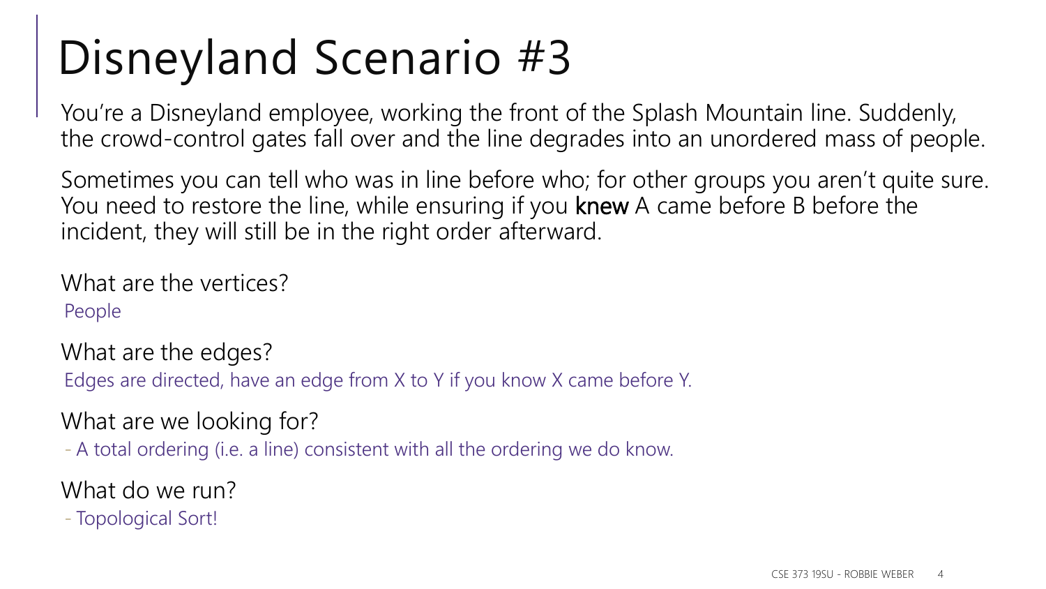# Disneyland Scenario #3

You're a Disneyland employee, working the front of the Splash Mountain line. Suddenly, the crowd-control gates fall over and the line degrades into an unordered mass of people.

Sometimes you can tell who was in line before who; for other groups you aren't quite sure. You need to restore the line, while ensuring if you **knew** A came before B before the incident, they will still be in the right order afterward.

What are the vertices?

People

What are the edges?

Edges are directed, have an edge from X to Y if you know X came before Y.

What are we looking for?

- A total ordering (i.e. a line) consistent with all the ordering we do know.

What do we run?

- Topological Sort!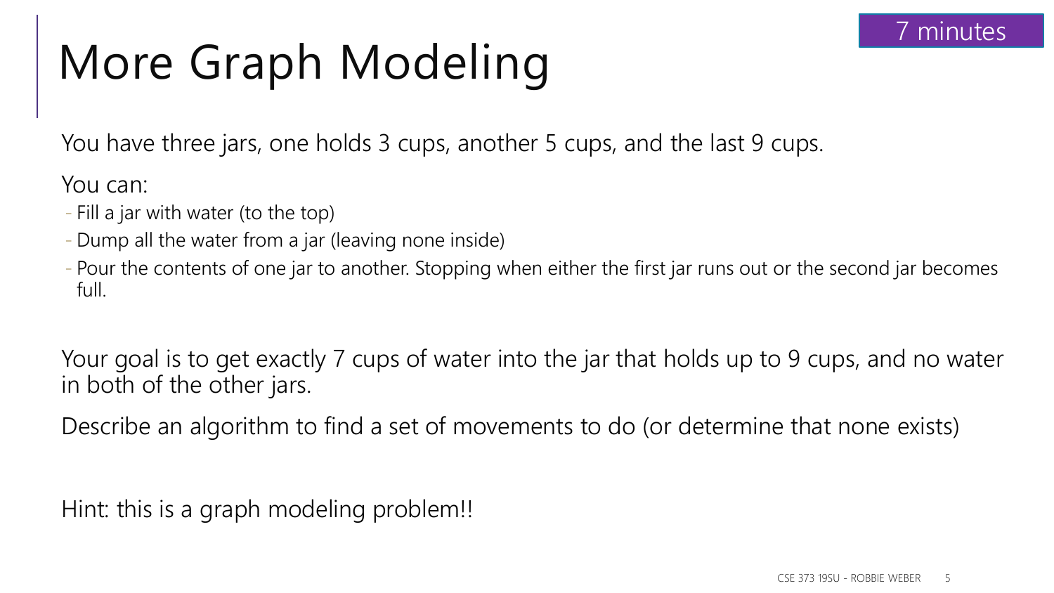# More Graph Modeling

7 minutes

You have three jars, one holds 3 cups, another 5 cups, and the last 9 cups.

You can:

- Fill a jar with water (to the top)
- Dump all the water from a jar (leaving none inside)
- Pour the contents of one jar to another. Stopping when either the first jar runs out or the second jar becomes full.

Your goal is to get exactly 7 cups of water into the jar that holds up to 9 cups, and no water in both of the other jars.

Describe an algorithm to find a set of movements to do (or determine that none exists)

Hint: this is a graph modeling problem!!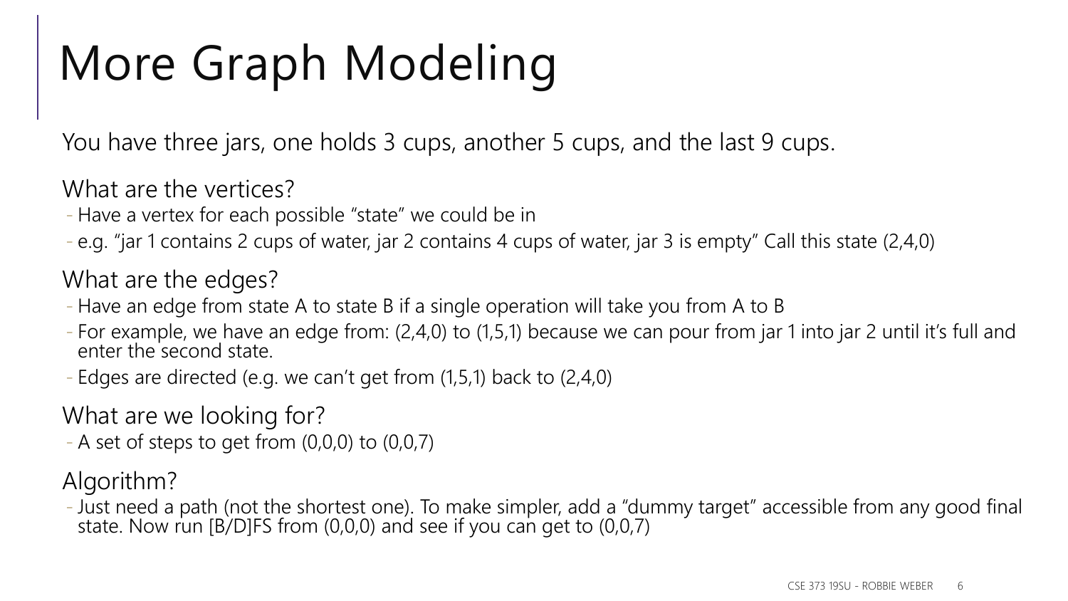# More Graph Modeling

You have three jars, one holds 3 cups, another 5 cups, and the last 9 cups.

## What are the vertices?

- Have a vertex for each possible "state" we could be in
- e.g. "jar 1 contains 2 cups of water, jar 2 contains 4 cups of water, jar 3 is empty" Call this state (2,4,0)

## What are the edges?

- Have an edge from state A to state B if a single operation will take you from A to B
- For example, we have an edge from: (2,4,0) to (1,5,1) because we can pour from jar 1 into jar 2 until it's full and enter the second state.
- Edges are directed (e.g. we can't get from (1,5,1) back to (2,4,0)

## What are we looking for?

- A set of steps to get from (0,0,0) to (0,0,7)

## Algorithm?

- Just need a path (not the shortest one). To make simpler, add a "dummy target" accessible from any good final state. Now run [B/D]FS from (0,0,0) and see if you can get to (0,0,7)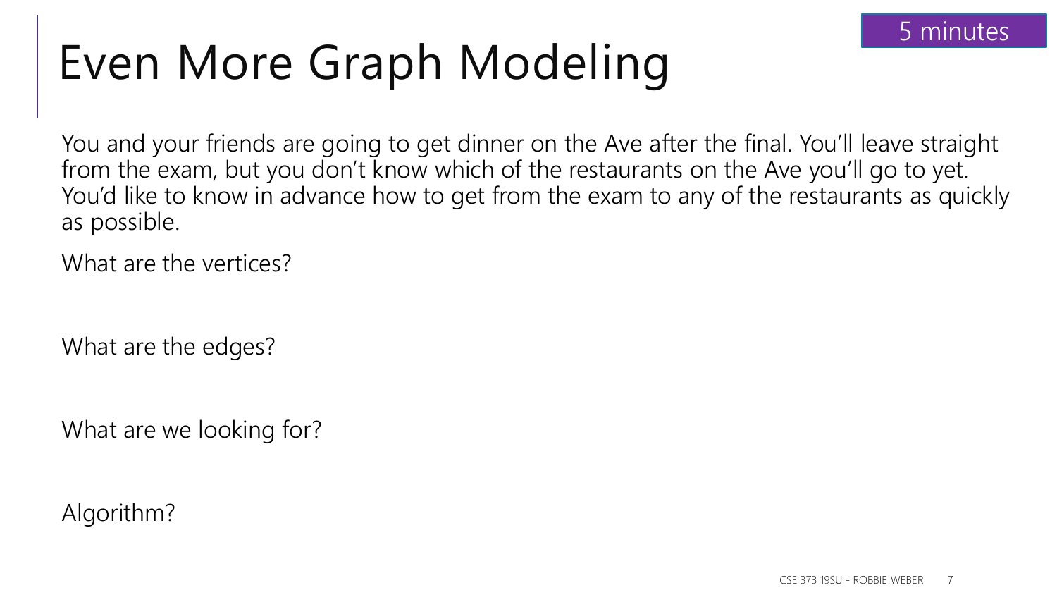5 minutes

# Even More Graph Modeling

You and your friends are going to get dinner on the Ave after the final. You'll leave straight from the exam, but you don't know which of the restaurants on the Ave you'll go to yet. You'd like to know in advance how to get from the exam to any of the restaurants as quickly as possible.

What are the vertices?

What are the edges?

What are we looking for?

Algorithm?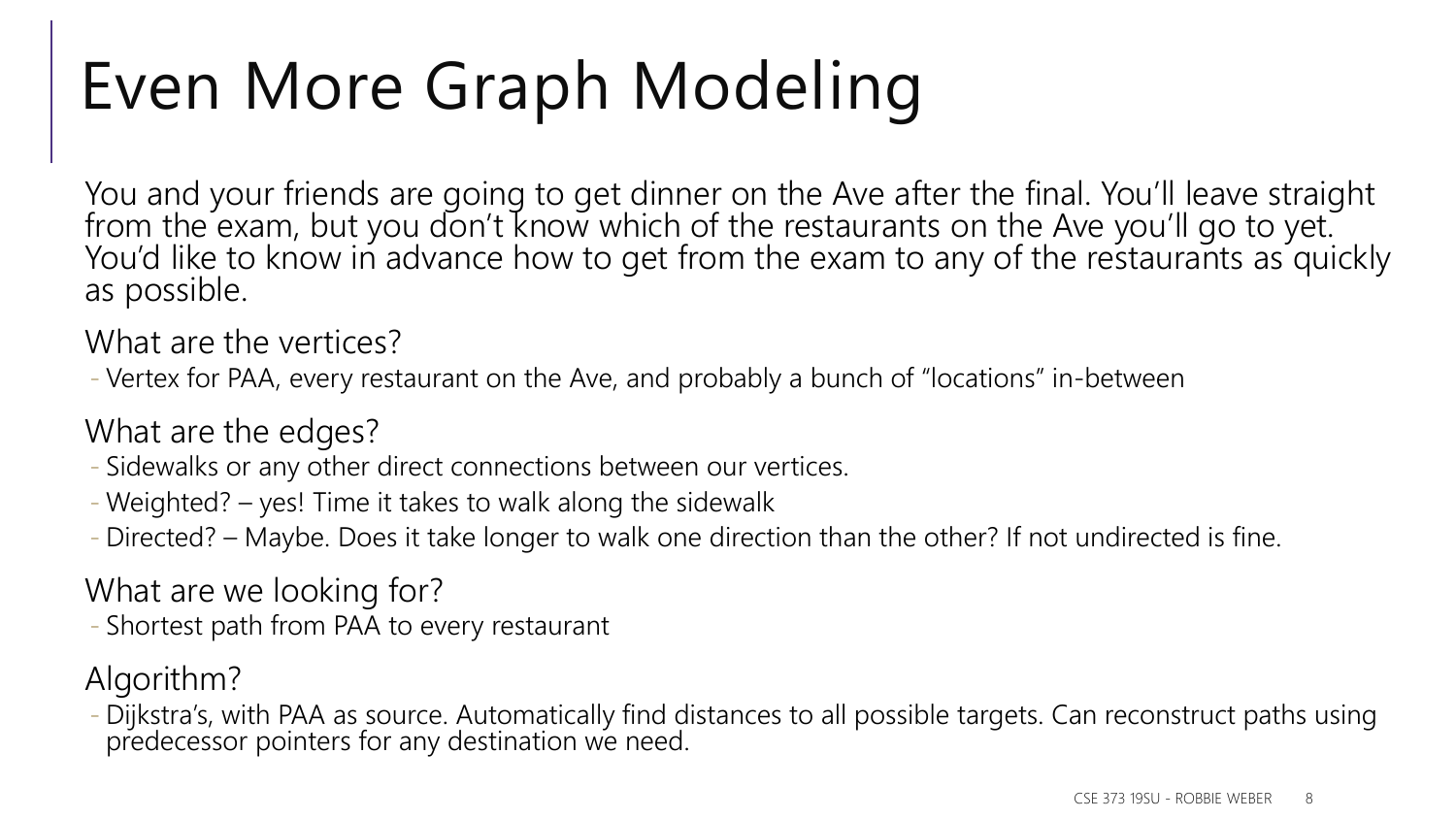# Even More Graph Modeling

You and your friends are going to get dinner on the Ave after the final. You'll leave straight from the exam, but you don't know which of the restaurants on the Ave you'll go to yet. You'd like to know in advance how to get from the exam to any of the restaurants as quickly as possible.

What are the vertices?

- Vertex for PAA, every restaurant on the Ave, and probably a bunch of "locations" in-between

What are the edges?

- Sidewalks or any other direct connections between our vertices.
- Weighted? – yes! Time it takes to walk along the sidewalk
- Directed? – Maybe. Does it take longer to walk one direction than the other? If not undirected is fine.

What are we looking for?

- Shortest path from PAA to every restaurant

Algorithm?

- Dijkstra's, with PAA as source. Automatically find distances to all possible targets. Can reconstruct paths using predecessor pointers for any destination we need.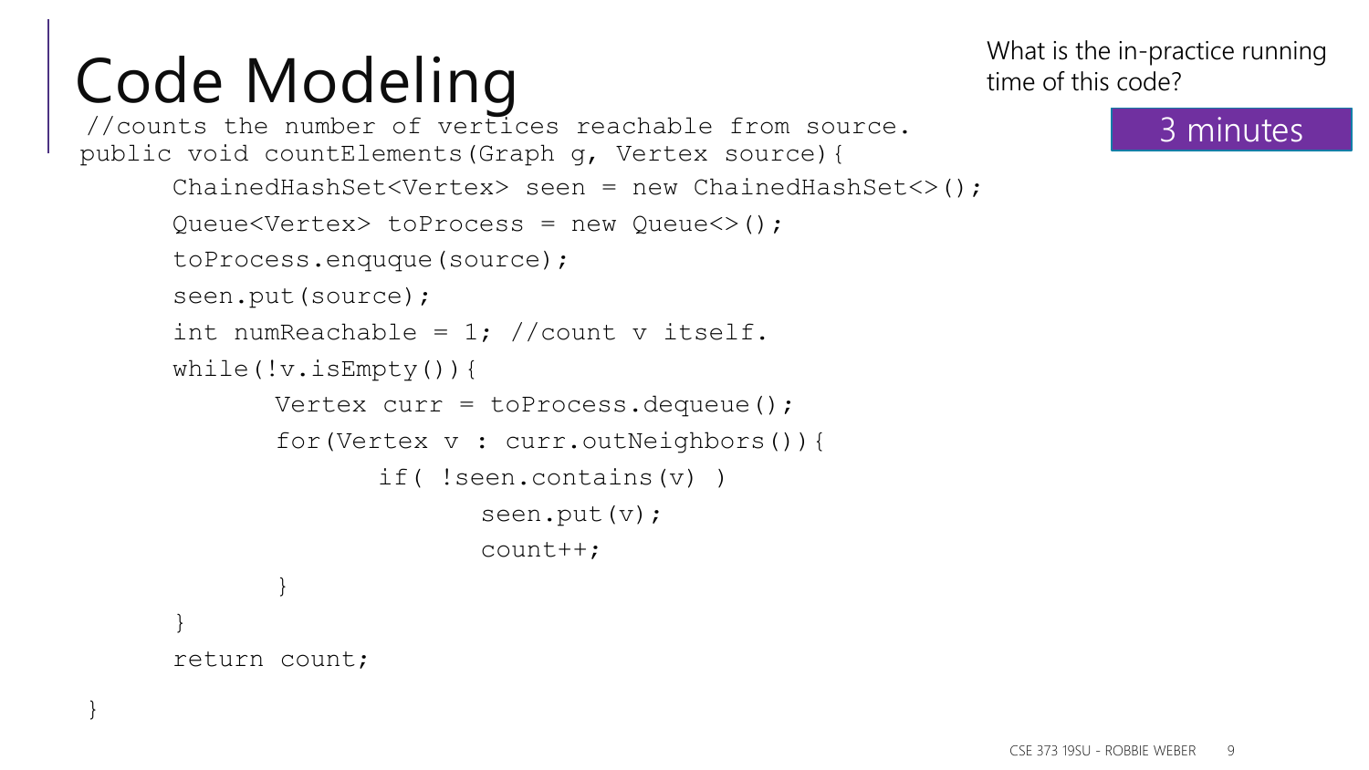# Code Modeling

What is the in-practice running time of this code?

3 minutes

```
//counts the number of vertices reachable from source.
public void countElements(Graph g, Vertex source){
      ChainedHashSet<Vertex> seen = new ChainedHashSet<>();
      Queue<Vertex> toProcess = new Queue<>();
      toProcess.enququе(source);
      seen.put(source);
      int numReachable = 1; //count v itself.
      while(!v.isEmpty()){
            Vertex curr = toProcess.dequeue();
            for(Vertex v : curr.outNeighbors()){
                  if( !seen.contains(v) )
                        seen.put(v);
                        count++;
            }
      }
      return count;
}
```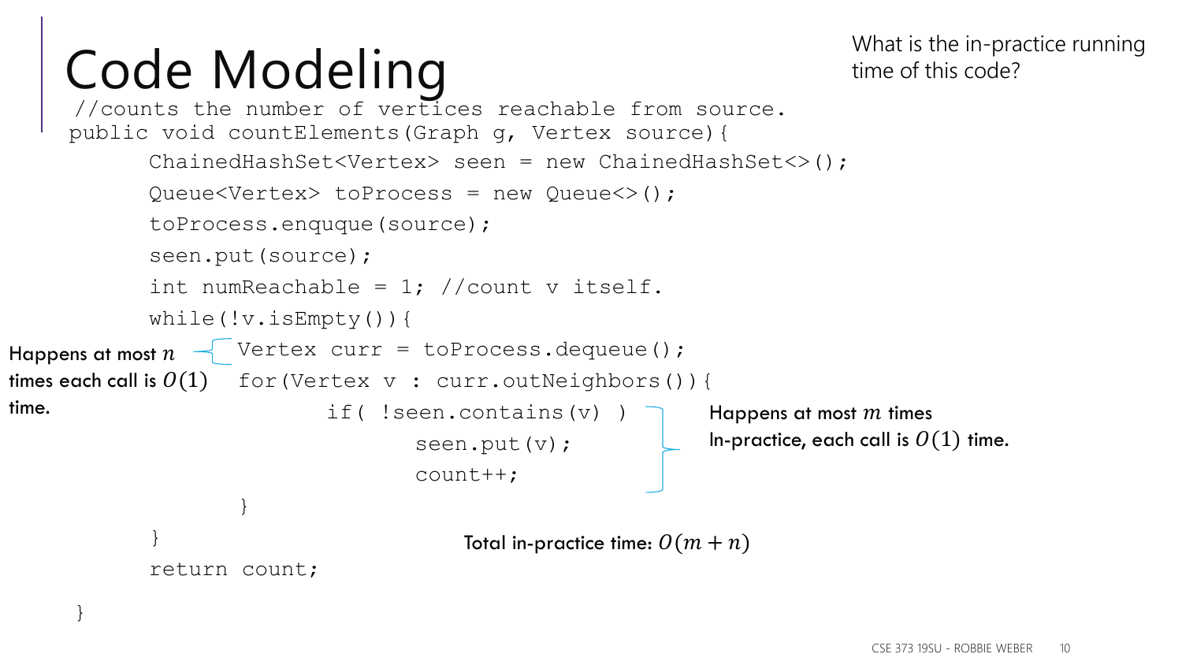# Code Modeling

What is the in-practice running time of this code?

```
//counts the number of vertices reachable from source.
public void countElements(Graph g, Vertex source){
      ChainedHashSet<Vertex> seen = new ChainedHashSet<>();
      Queue<Vertex> toProcess = new Queue<>();
      toProcess.enququе(source);
      seen.put(source);
      int numReachable = 1; //count v itself.
      while(!v.isEmpty()){
            Vertex curr = toProcess.dequeue();
            for(Vertex v : curr.outNeighbors()){
                  if( !seen.contains(v) )
                        seen.put(v);
                        count++;
            }
      }
      return count;
}
```

Happens at most $n$ times each call is $O(1)$ time.

Happens at most $m$ times
In-practice, each call is $O(1)$ time.

Total in-practice time: $O(m + n)$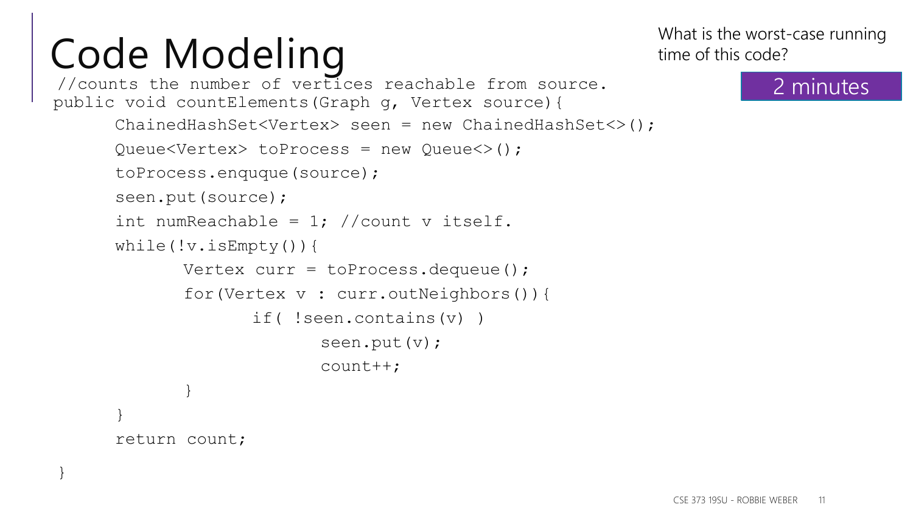# Code Modeling

What is the worst-case running time of this code?

2 minutes

```
//counts the number of vertices reachable from source.
public void countElements(Graph g, Vertex source){
      ChainedHashSet<Vertex> seen = new ChainedHashSet<>();
      Queue<Vertex> toProcess = new Queue<>();
      toProcess.enququе(source);
      seen.put(source);
      int numReachable = 1; //count v itself.
      while(!v.isEmpty()){
            Vertex curr = toProcess.dequeue();
            for(Vertex v : curr.outNeighbors()){
                  if( !seen.contains(v) )
                        seen.put(v);
                        count++;
            }
      }
      return count;
}
```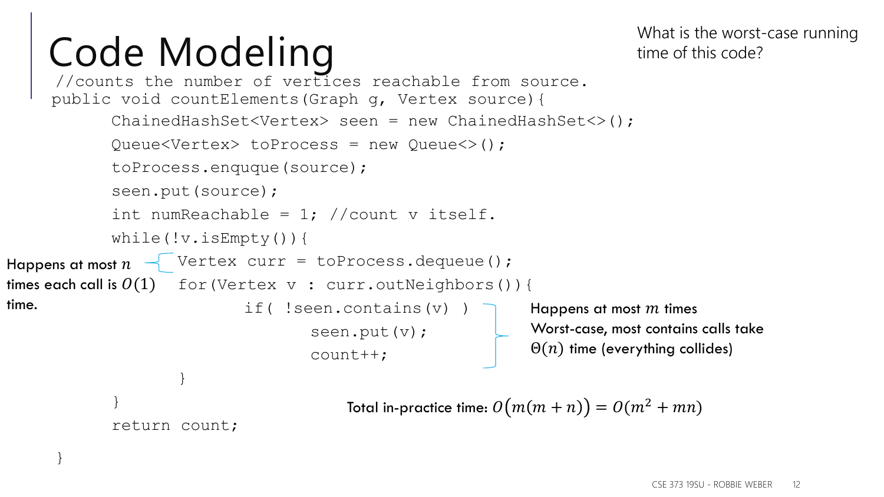# Code Modeling

What is the worst-case running time of this code?

```
//counts the number of vertices reachable from source.
public void countElements(Graph g, Vertex source){
      ChainedHashSet<Vertex> seen = new ChainedHashSet<>();
      Queue<Vertex> toProcess = new Queue<>();
      toProcess.enququе(source);
      seen.put(source);
      int numReachable = 1; //count v itself.
      while(!v.isEmpty()){
            Vertex curr = toProcess.dequeue();
            for(Vertex v : curr.outNeighbors()){
                  if( !seen.contains(v) )
                        seen.put(v);
                        count++;
            }
      }
      return count;
}
```

Happens at most $n$ times each call is $O(1)$ time.

Happens at most $m$ times
Worst-case, most contains calls take $\Theta(n)$ time (everything collides)

Total in-practice time: $O\big(m(m+n)\big) = O(m^2 + mn)$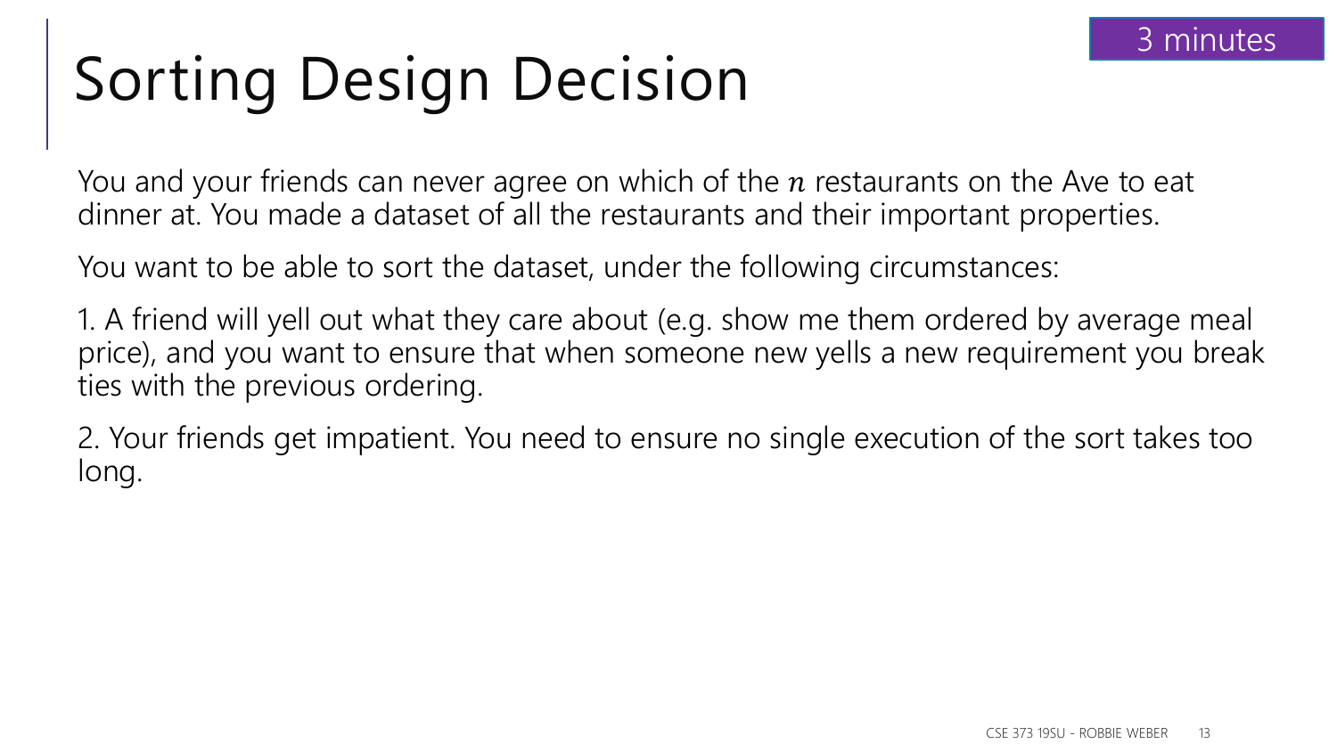# Sorting Design Decision

3 minutes

You and your friends can never agree on which of the $n$ restaurants on the Ave to eat dinner at. You made a dataset of all the restaurants and their important properties.

You want to be able to sort the dataset, under the following circumstances:

1. A friend will yell out what they care about (e.g. show me them ordered by average meal price), and you want to ensure that when someone new yells a new requirement you break ties with the previous ordering.

2. Your friends get impatient. You need to ensure no single execution of the sort takes too long.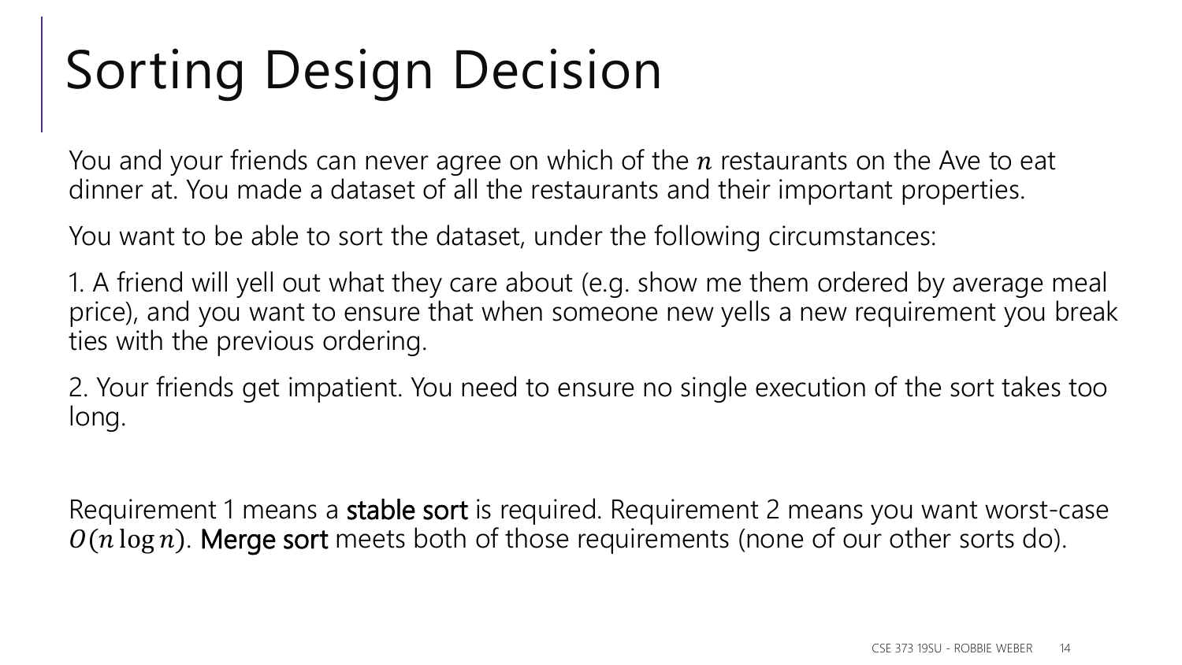# Sorting Design Decision

You and your friends can never agree on which of the $n$ restaurants on the Ave to eat dinner at. You made a dataset of all the restaurants and their important properties.

You want to be able to sort the dataset, under the following circumstances:

1. A friend will yell out what they care about (e.g. show me them ordered by average meal price), and you want to ensure that when someone new yells a new requirement you break ties with the previous ordering.

2. Your friends get impatient. You need to ensure no single execution of the sort takes too long.

Requirement 1 means a **stable sort** is required. Requirement 2 means you want worst-case $O(n \log n)$. **Merge sort** meets both of those requirements (none of our other sorts do).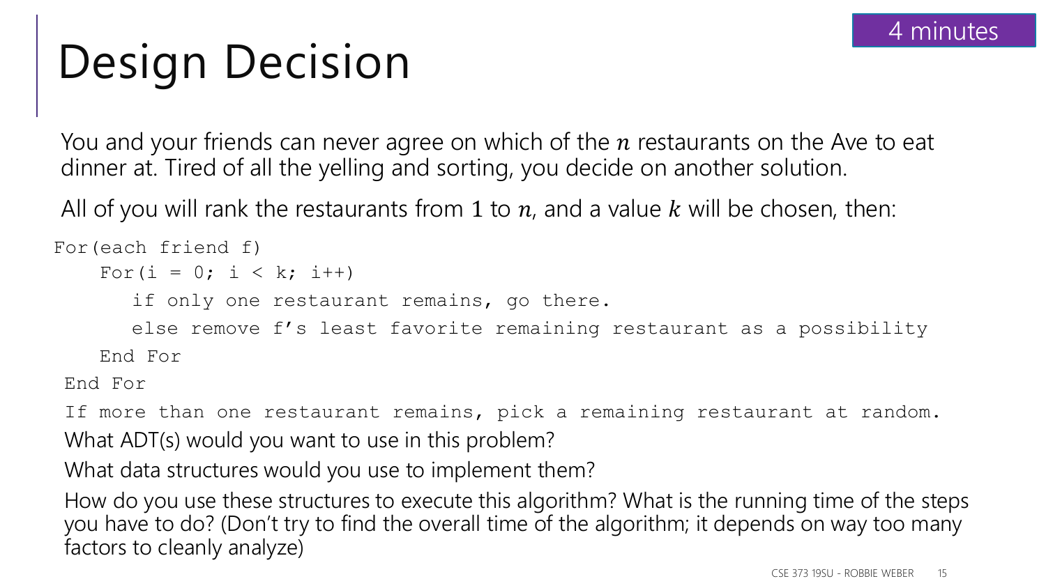# Design Decision

4 minutes

You and your friends can never agree on which of the $n$ restaurants on the Ave to eat dinner at. Tired of all the yelling and sorting, you decide on another solution.

All of you will rank the restaurants from $1$ to $n$, and a value $k$ will be chosen, then:

```
For(each friend f)
    For(i = 0; i < k; i++)
        if only one restaurant remains, go there.
        else remove f's least favorite remaining restaurant as a possibility
    End For
End For
If more than one restaurant remains, pick a remaining restaurant at random.
```

What ADT(s) would you want to use in this problem?

What data structures would you use to implement them?

How do you use these structures to execute this algorithm? What is the running time of the steps you have to do? (Don't try to find the overall time of the algorithm; it depends on way too many factors to cleanly analyze)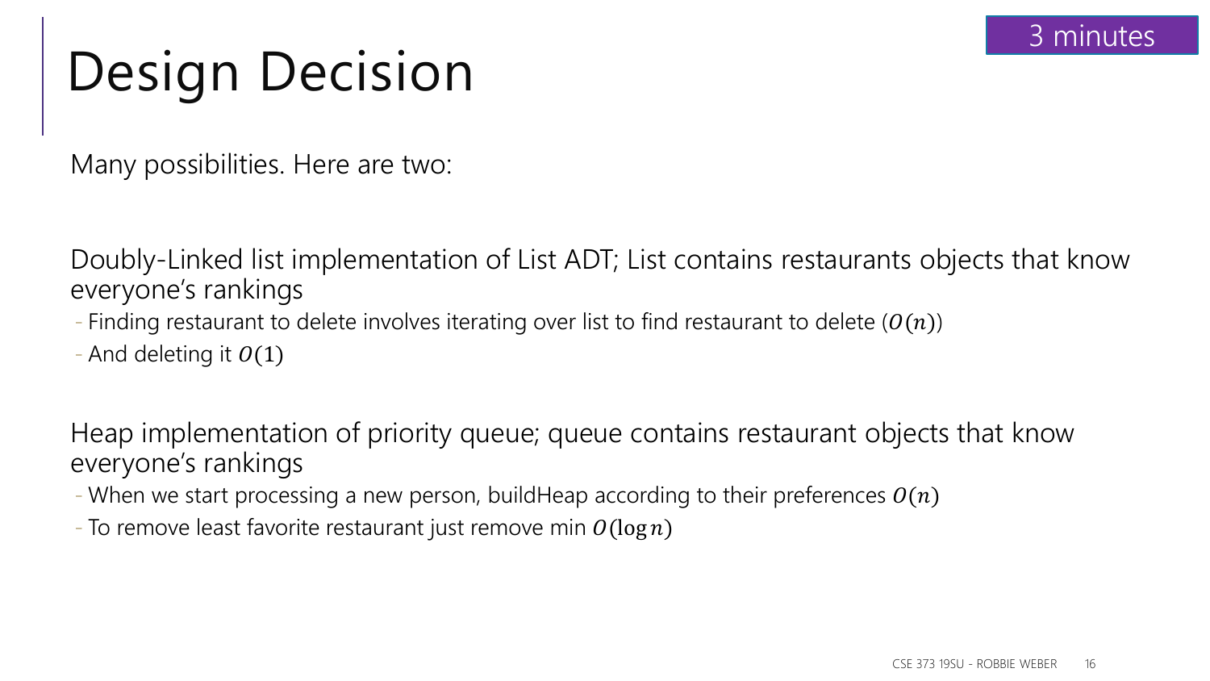# Design Decision

3 minutes

Many possibilities. Here are two:

Doubly-Linked list implementation of List ADT; List contains restaurants objects that know everyone's rankings

- Finding restaurant to delete involves iterating over list to find restaurant to delete ($O(n)$)
- And deleting it $O(1)$

Heap implementation of priority queue; queue contains restaurant objects that know everyone's rankings

- When we start processing a new person, buildHeap according to their preferences $O(n)$
- To remove least favorite restaurant just remove min $O(\log n)$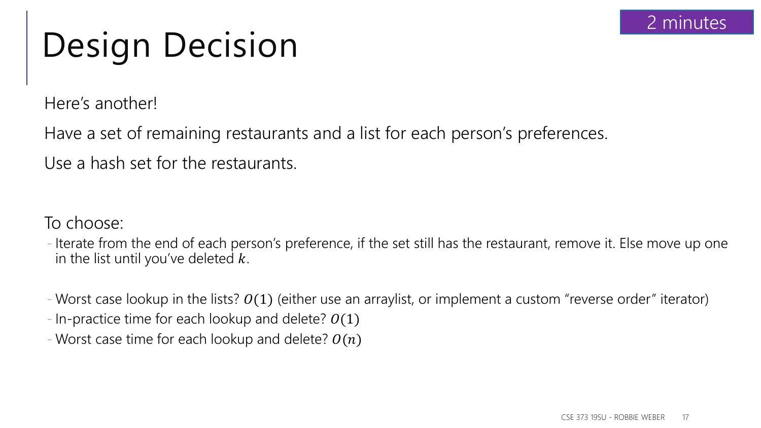# Design Decision

2 minutes

Here's another!

Have a set of remaining restaurants and a list for each person's preferences.

Use a hash set for the restaurants.

To choose:

- Iterate from the end of each person's preference, if the set still has the restaurant, remove it. Else move up one in the list until you've deleted $k$.

- Worst case lookup in the lists? $O(1)$ (either use an arraylist, or implement a custom "reverse order" iterator)
- In-practice time for each lookup and delete? $O(1)$
- Worst case time for each lookup and delete? $O(n)$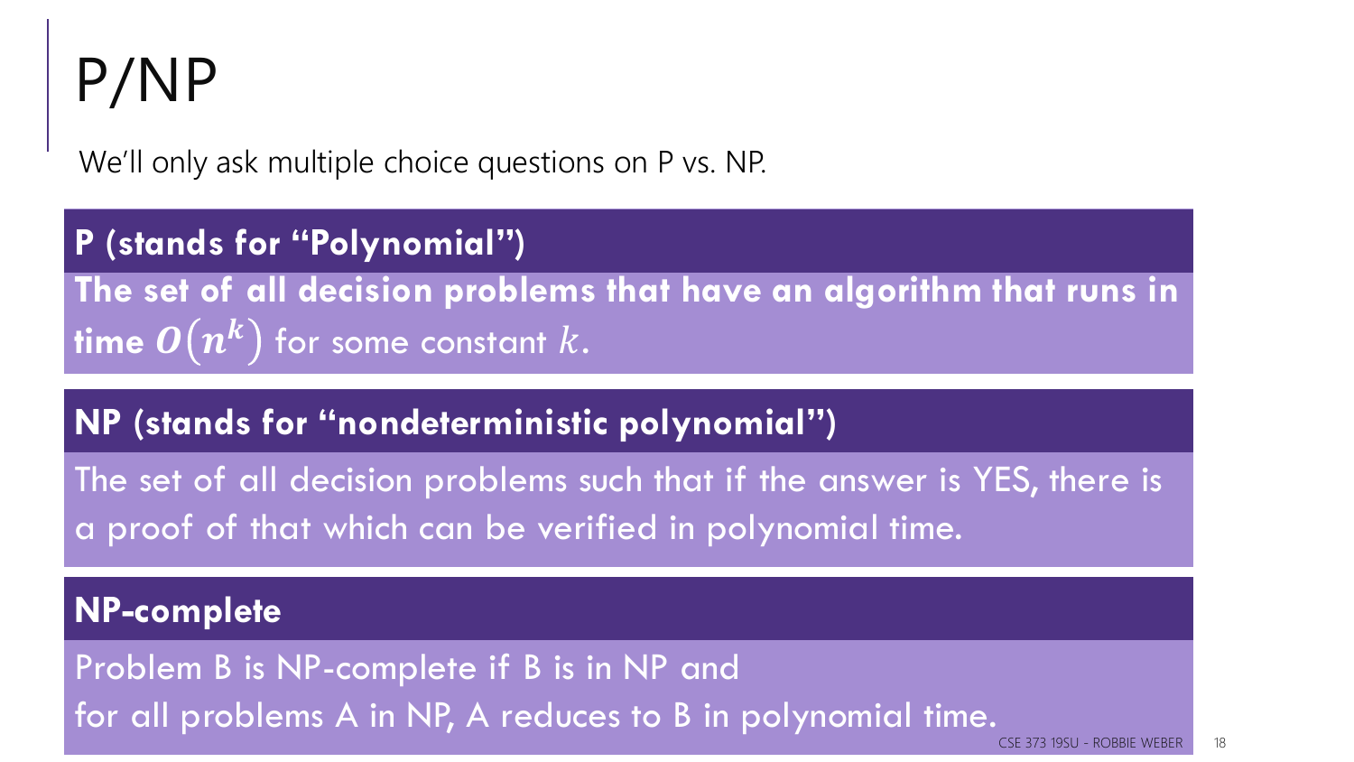# P/NP

We'll only ask multiple choice questions on P vs. NP.

**P (stands for "Polynomial")**

**The set of all decision problems that have an algorithm that runs in time $O(n^k)$** for some constant $k$.

**NP (stands for "nondeterministic polynomial")**

The set of all decision problems such that if the answer is YES, there is a proof of that which can be verified in polynomial time.

**NP-complete**

Problem B is NP-complete if B is in NP and
for all problems A in NP, A reduces to B in polynomial time.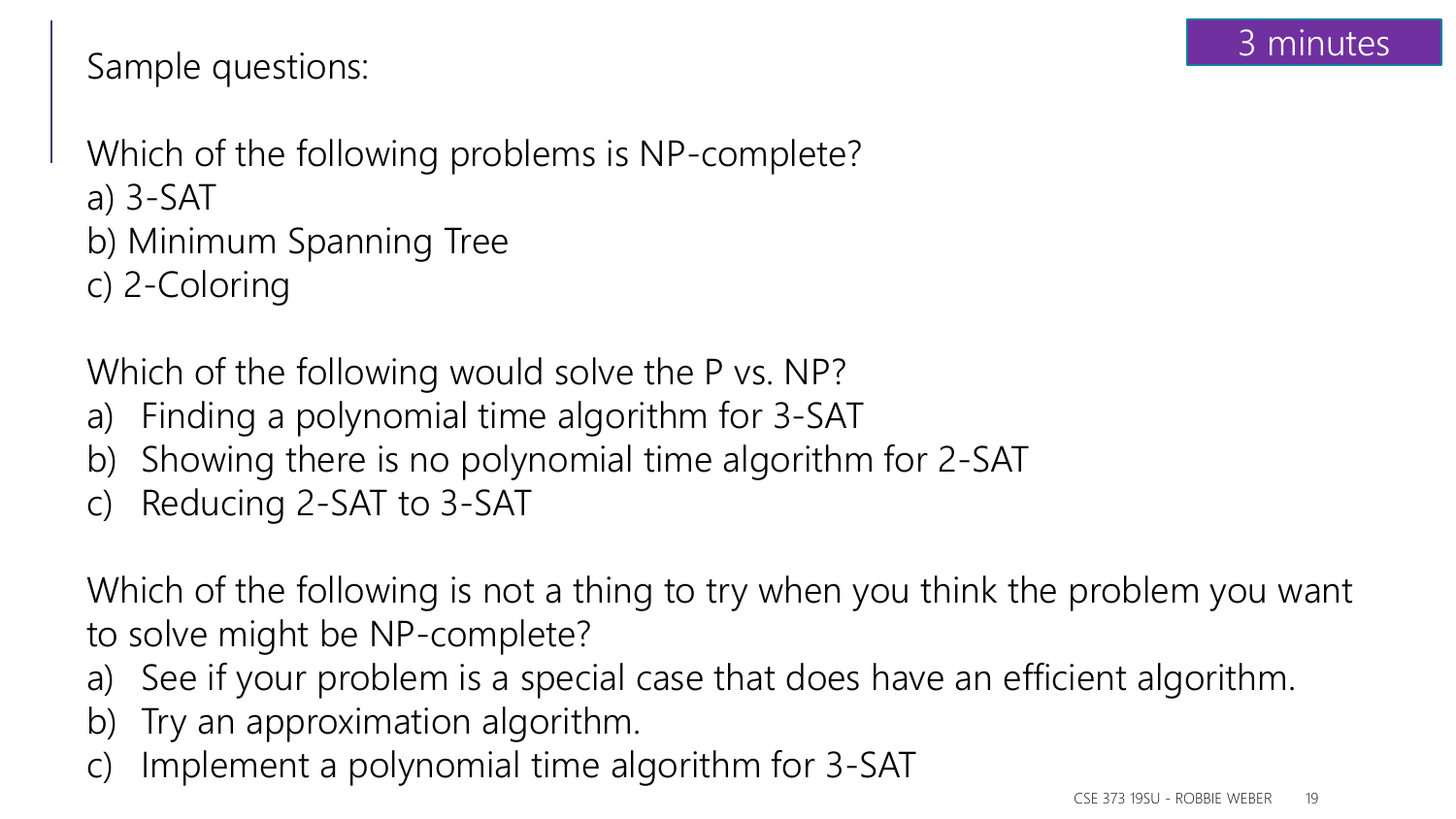3 minutes

Sample questions:

Which of the following problems is NP-complete?
a) 3-SAT
b) Minimum Spanning Tree
c) 2-Coloring

Which of the following would solve the P vs. NP?

a) Finding a polynomial time algorithm for 3-SAT
b) Showing there is no polynomial time algorithm for 2-SAT
c) Reducing 2-SAT to 3-SAT

Which of the following is not a thing to try when you think the problem you want to solve might be NP-complete?

a) See if your problem is a special case that does have an efficient algorithm.
b) Try an approximation algorithm.
c) Implement a polynomial time algorithm for 3-SAT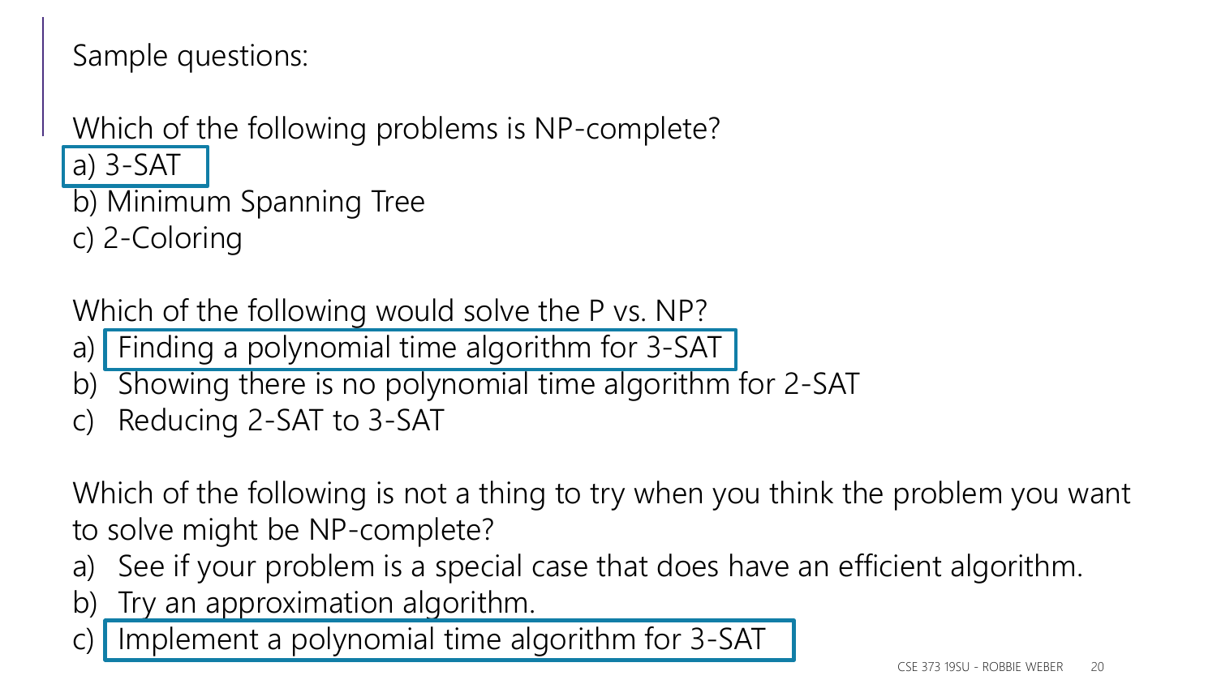Sample questions:

Which of the following problems is NP-complete?

a) 3-SAT

b) Minimum Spanning Tree

c) 2-Coloring

Which of the following would solve the P vs. NP?

a) Finding a polynomial time algorithm for 3-SAT
b) Showing there is no polynomial time algorithm for 2-SAT
c) Reducing 2-SAT to 3-SAT

Which of the following is not a thing to try when you think the problem you want to solve might be NP-complete?

a) See if your problem is a special case that does have an efficient algorithm.
b) Try an approximation algorithm.
c) Implement a polynomial time algorithm for 3-SAT